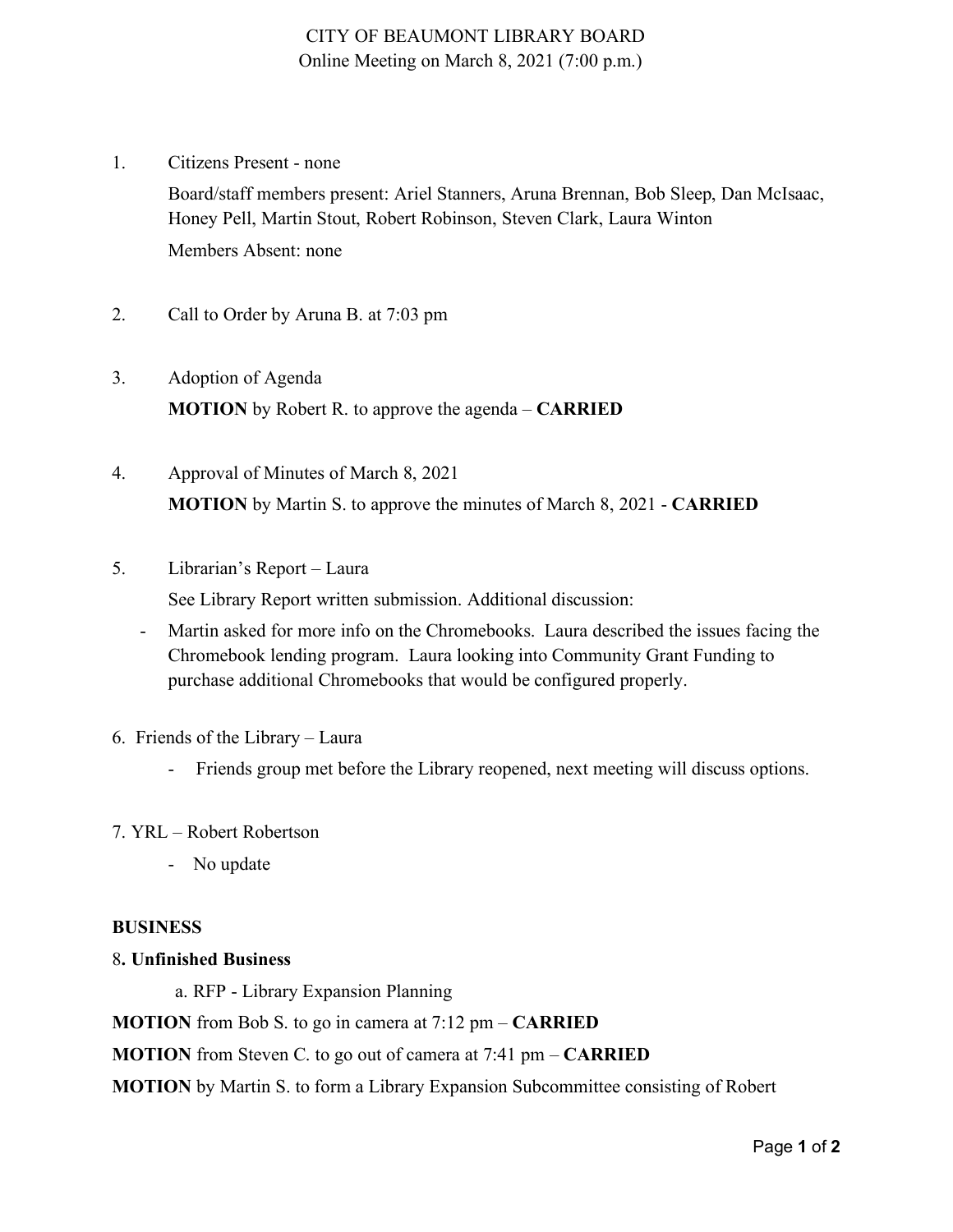# CITY OF BEAUMONT LIBRARY BOARD

Online Meeting on March 8, 2021 (7:00 p.m.)

1. Citizens Present - none

   Board/staff members present: Ariel Stanners, Aruna Brennan, Bob Sleep, Dan McIsaac, Honey Pell, Martin Stout, Robert Robinson, Steven Clark, Laura Winton

   Members Absent: none

2. Call to Order by Aruna B. at 7:03 pm

3. Adoption of Agenda

   **MOTION** by Robert R. to approve the agenda – **CARRIED**

4. Approval of Minutes of March 8, 2021

   **MOTION** by Martin S. to approve the minutes of March 8, 2021 - **CARRIED**

5. Librarian's Report – Laura

   See Library Report written submission. Additional discussion:

   - Martin asked for more info on the Chromebooks. Laura described the issues facing the Chromebook lending program. Laura looking into Community Grant Funding to purchase additional Chromebooks that would be configured properly.

6. Friends of the Library – Laura

   - Friends group met before the Library reopened, next meeting will discuss options.

7. YRL – Robert Robertson

   - No update

**BUSINESS**

8**. Unfinished Business**

a. RFP - Library Expansion Planning

**MOTION** from Bob S. to go in camera at 7:12 pm – **CARRIED**

**MOTION** from Steven C. to go out of camera at 7:41 pm – **CARRIED**

**MOTION** by Martin S. to form a Library Expansion Subcommittee consisting of Robert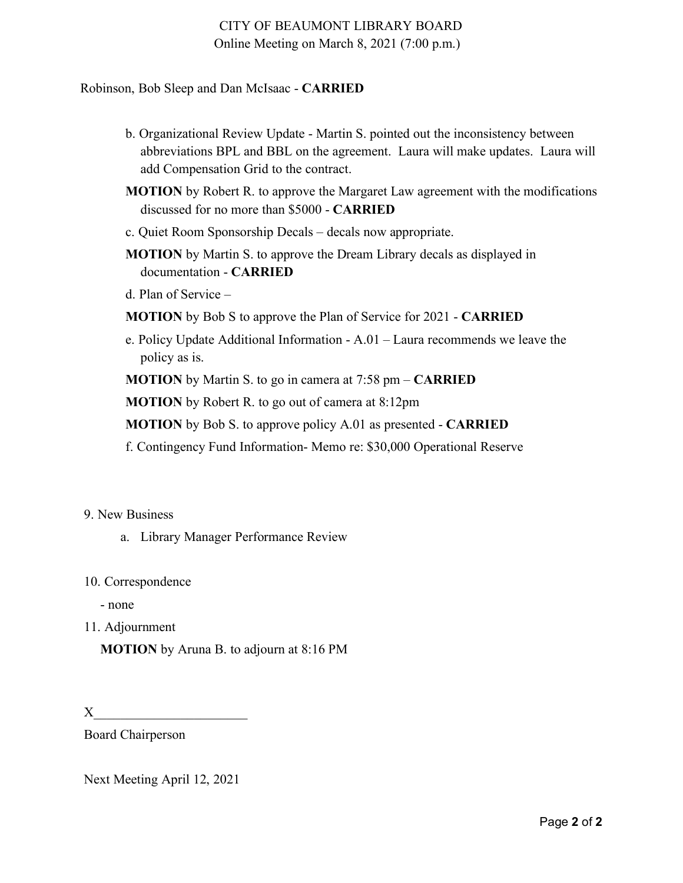Robinson, Bob Sleep and Dan McIsaac - **CARRIED**

b. Organizational Review Update - Martin S. pointed out the inconsistency between abbreviations BPL and BBL on the agreement. Laura will make updates. Laura will add Compensation Grid to the contract.

**MOTION** by Robert R. to approve the Margaret Law agreement with the modifications discussed for no more than $5000 - **CARRIED**

c. Quiet Room Sponsorship Decals – decals now appropriate.

**MOTION** by Martin S. to approve the Dream Library decals as displayed in documentation - **CARRIED**

d. Plan of Service –

**MOTION** by Bob S to approve the Plan of Service for 2021 - **CARRIED**

e. Policy Update Additional Information - A.01 – Laura recommends we leave the policy as is.

**MOTION** by Martin S. to go in camera at 7:58 pm – **CARRIED**

**MOTION** by Robert R. to go out of camera at 8:12pm

**MOTION** by Bob S. to approve policy A.01 as presented - **CARRIED**

f. Contingency Fund Information- Memo re: $30,000 Operational Reserve

9. New Business

   a. Library Manager Performance Review

10. Correspondence

   - none

11. Adjournment

   **MOTION** by Aruna B. to adjourn at 8:16 PM

X______________________

Board Chairperson

Next Meeting April 12, 2021